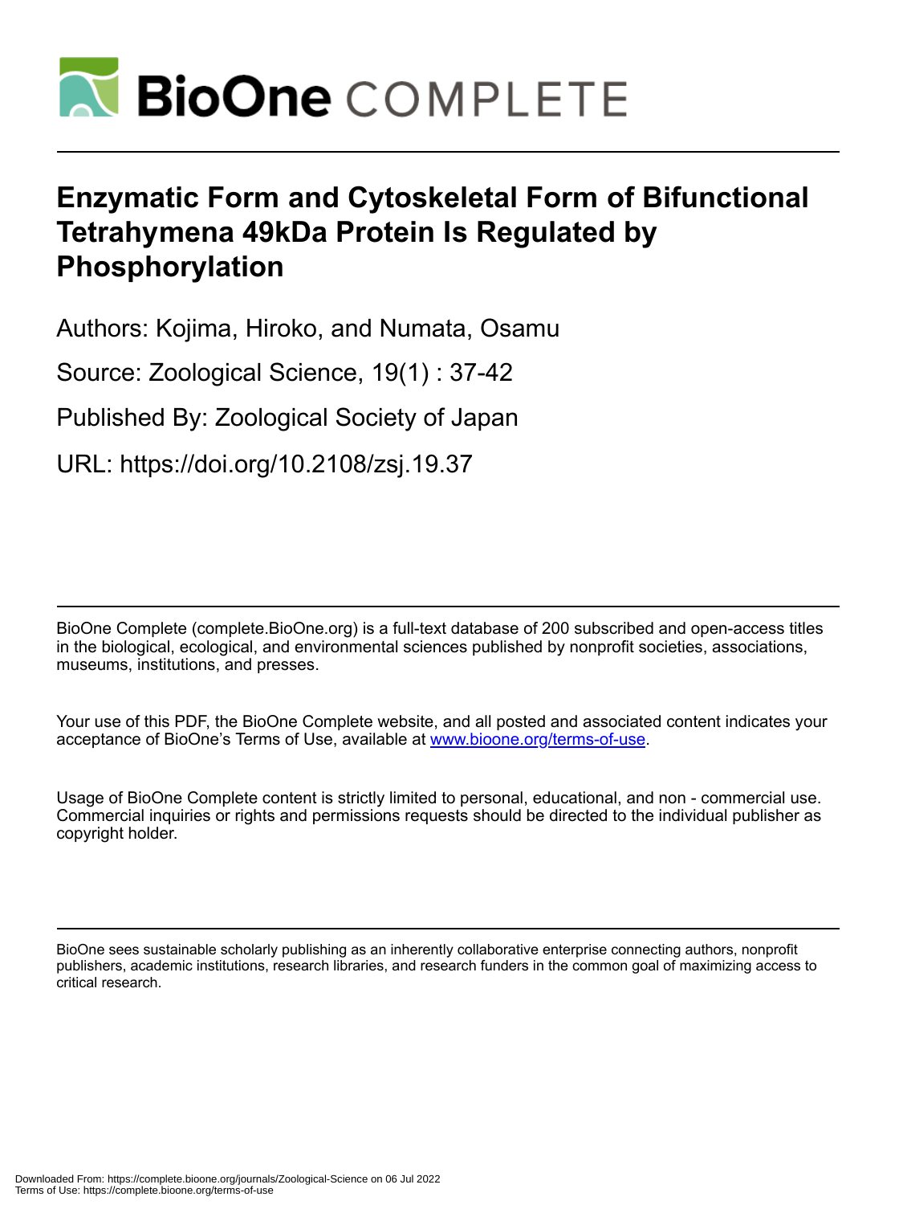# Enzymatic Form and Cytoskeletal Form of Bifunctional Tetrahymena 49kDa Protein Is Regulated by Phosphorylation

Authors: Kojima, Hiroko, and Numata, Osamu

Source: Zoological Science, 19(1) : 37-42

Published By: Zoological Society of Japan

URL: https://doi.org/10.2108/zsj.19.37

BioOne Complete (complete.BioOne.org) is a full-text database of 200 subscribed and open-access titles in the biological, ecological, and environmental sciences published by nonprofit societies, associations, museums, institutions, and presses.

Your use of this PDF, the BioOne Complete website, and all posted and associated content indicates your acceptance of BioOne's Terms of Use, available at www.bioone.org/terms-of-use.

Usage of BioOne Complete content is strictly limited to personal, educational, and non - commercial use. Commercial inquiries or rights and permissions requests should be directed to the individual publisher as copyright holder.

BioOne sees sustainable scholarly publishing as an inherently collaborative enterprise connecting authors, nonprofit publishers, academic institutions, research libraries, and research funders in the common goal of maximizing access to critical research.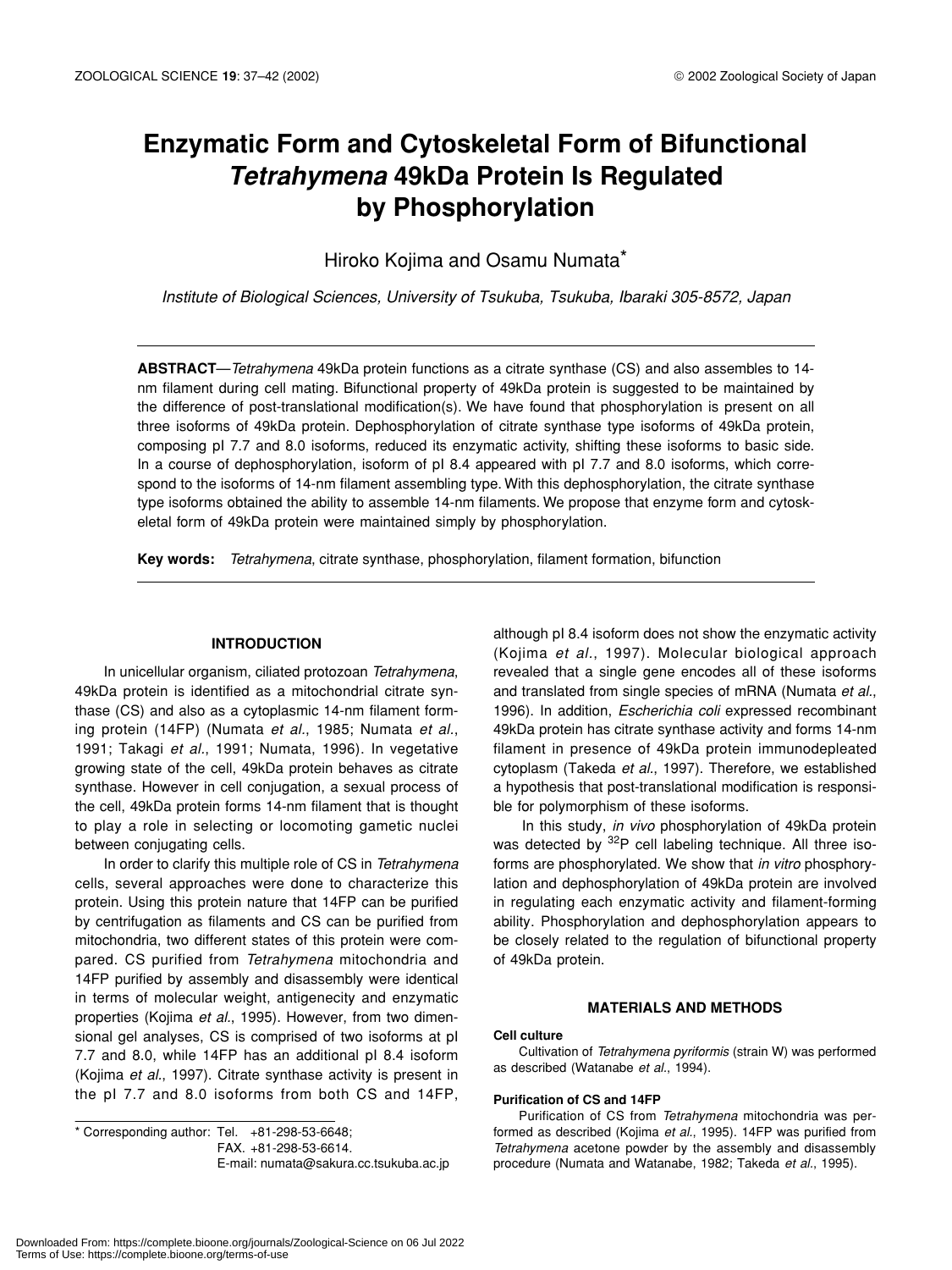# Enzymatic Form and Cytoskeletal Form of Bifunctional *Tetrahymena* 49kDa Protein Is Regulated by Phosphorylation

Hiroko Kojima and Osamu Numata*

*Institute of Biological Sciences, University of Tsukuba, Tsukuba, Ibaraki 305-8572, Japan*

**ABSTRACT**—*Tetrahymena* 49kDa protein functions as a citrate synthase (CS) and also assembles to 14-nm filament during cell mating. Bifunctional property of 49kDa protein is suggested to be maintained by the difference of post-translational modification(s). We have found that phosphorylation is present on all three isoforms of 49kDa protein. Dephosphorylation of citrate synthase type isoforms of 49kDa protein, composing pI 7.7 and 8.0 isoforms, reduced its enzymatic activity, shifting these isoforms to basic side. In a course of dephosphorylation, isoform of pI 8.4 appeared with pI 7.7 and 8.0 isoforms, which correspond to the isoforms of 14-nm filament assembling type. With this dephosphorylation, the citrate synthase type isoforms obtained the ability to assemble 14-nm filaments. We propose that enzyme form and cytoskeletal form of 49kDa protein were maintained simply by phosphorylation.

**Key words:** *Tetrahymena*, citrate synthase, phosphorylation, filament formation, bifunction

## INTRODUCTION

In unicellular organism, ciliated protozoan *Tetrahymena*, 49kDa protein is identified as a mitochondrial citrate synthase (CS) and also as a cytoplasmic 14-nm filament forming protein (14FP) (Numata *et al*., 1985; Numata *et al*., 1991; Takagi *et al*., 1991; Numata, 1996). In vegetative growing state of the cell, 49kDa protein behaves as citrate synthase. However in cell conjugation, a sexual process of the cell, 49kDa protein forms 14-nm filament that is thought to play a role in selecting or locomoting gametic nuclei between conjugating cells.

In order to clarify this multiple role of CS in *Tetrahymena* cells, several approaches were done to characterize this protein. Using this protein nature that 14FP can be purified by centrifugation as filaments and CS can be purified from mitochondria, two different states of this protein were compared. CS purified from *Tetrahymena* mitochondria and 14FP purified by assembly and disassembly were identical in terms of molecular weight, antigenecity and enzymatic properties (Kojima *et al*., 1995). However, from two dimensional gel analyses, CS is comprised of two isoforms at pI 7.7 and 8.0, while 14FP has an additional pI 8.4 isoform (Kojima *et al*., 1997). Citrate synthase activity is present in the pI 7.7 and 8.0 isoforms from both CS and 14FP, although pI 8.4 isoform does not show the enzymatic activity (Kojima *et al*., 1997). Molecular biological approach revealed that a single gene encodes all of these isoforms and translated from single species of mRNA (Numata *et al*., 1996). In addition, *Escherichia coli* expressed recombinant 49kDa protein has citrate synthase activity and forms 14-nm filament in presence of 49kDa protein immunodepleated cytoplasm (Takeda *et al*., 1997). Therefore, we established a hypothesis that post-translational modification is responsible for polymorphism of these isoforms.

In this study, *in vivo* phosphorylation of 49kDa protein was detected by $^{32}$P cell labeling technique. All three isoforms are phosphorylated. We show that *in vitro* phosphorylation and dephosphorylation of 49kDa protein are involved in regulating each enzymatic activity and filament-forming ability. Phosphorylation and dephosphorylation appears to be closely related to the regulation of bifunctional property of 49kDa protein.

## MATERIALS AND METHODS

### Cell culture

Cultivation of *Tetrahymena pyriformis* (strain W) was performed as described (Watanabe *et al*., 1994).

### Purification of CS and 14FP

Purification of CS from *Tetrahymena* mitochondria was performed as described (Kojima *et al*., 1995). 14FP was purified from *Tetrahymena* acetone powder by the assembly and disassembly procedure (Numata and Watanabe, 1982; Takeda *et al*., 1995).

* Corresponding author: Tel. +81-298-53-6648; FAX. +81-298-53-6614. E-mail: numata@sakura.cc.tsukuba.ac.jp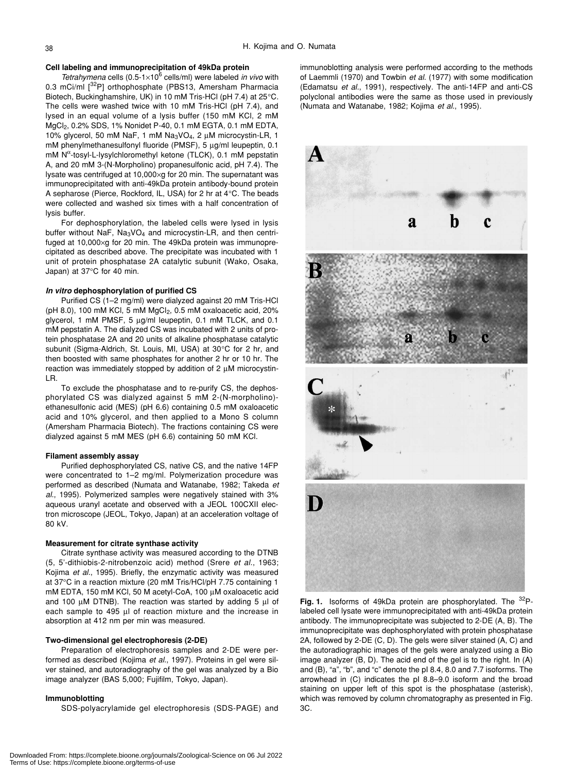### Cell labeling and immunoprecipitation of 49kDa protein

*Tetrahymena* cells (0.5-1×10$^6$ cells/ml) were labeled *in vivo* with 0.3 mCi/ml [$^{32}$P] orthophosphate (PBS13, Amersham Pharmacia Biotech, Buckinghamshire, UK) in 10 mM Tris-HCl (pH 7.4) at 25°C. The cells were washed twice with 10 mM Tris-HCl (pH 7.4), and lysed in an equal volume of a lysis buffer (150 mM KCl, 2 mM $MgCl_2$, 0.2% SDS, 1% Nonidet P-40, 0.1 mM EGTA, 0.1 mM EDTA, 10% glycerol, 50 mM NaF, 1 mM $Na_3VO_4$, 2 μM microcystin-LR, 1 mM phenylmethanesulfonyl fluoride (PMSF), 5 μg/ml leupeptin, 0.1 mM N$^{\alpha}$-tosyl-L-lysylchloromethyl ketone (TLCK), 0.1 mM pepstatin A, and 20 mM 3-(N-Morpholino) propanesulfonic acid, pH 7.4). The lysate was centrifuged at 10,000×g for 20 min. The supernatant was immunoprecipitated with anti-49kDa protein antibody-bound protein A sepharose (Pierce, Rockford, IL, USA) for 2 hr at 4°C. The beads were collected and washed six times with a half concentration of lysis buffer.

For dephosphorylation, the labeled cells were lysed in lysis buffer without NaF, $Na_3VO_4$ and microcystin-LR, and then centrifuged at 10,000×g for 20 min. The 49kDa protein was immunoprecipitated as described above. The precipitate was incubated with 1 unit of protein phosphatase 2A catalytic subunit (Wako, Osaka, Japan) at 37°C for 40 min.

### *In vitro* dephosphorylation of purified CS

Purified CS (1–2 mg/ml) were dialyzed against 20 mM Tris-HCl (pH 8.0), 100 mM KCl, 5 mM $MgCl_2$, 0.5 mM oxaloacetic acid, 20% glycerol, 1 mM PMSF, 5 μg/ml leupeptin, 0.1 mM TLCK, and 0.1 mM pepstatin A. The dialyzed CS was incubated with 2 units of protein phosphatase 2A and 20 units of alkaline phosphatase catalytic subunit (Sigma-Aldrich, St. Louis, MI, USA) at 30°C for 2 hr, and then boosted with same phosphates for another 2 hr or 10 hr. The reaction was immediately stopped by addition of 2 μM microcystin-LR.

To exclude the phosphatase and to re-purify CS, the dephosphorylated CS was dialyzed against 5 mM 2-(N-morpholino)-ethanesulfonic acid (MES) (pH 6.6) containing 0.5 mM oxaloacetic acid and 10% glycerol, and then applied to a Mono S column (Amersham Pharmacia Biotech). The fractions containing CS were dialyzed against 5 mM MES (pH 6.6) containing 50 mM KCl.

### Filament assembly assay

Purified dephosphorylated CS, native CS, and the native 14FP were concentrated to 1–2 mg/ml. Polymerization procedure was performed as described (Numata and Watanabe, 1982; Takeda *et al*., 1995). Polymerized samples were negatively stained with 3% aqueous uranyl acetate and observed with a JEOL 100CXII electron microscope (JEOL, Tokyo, Japan) at an acceleration voltage of 80 kV.

### Measurement for citrate synthase activity

Citrate synthase activity was measured according to the DTNB (5, 5'-dithiobis-2-nitrobenzoic acid) method (Srere *et al*., 1963; Kojima *et al*., 1995). Briefly, the enzymatic activity was measured at 37°C in a reaction mixture (20 mM Tris/HCl/pH 7.75 containing 1 mM EDTA, 150 mM KCl, 50 M acetyl-CoA, 100 μM oxaloacetic acid and 100 μM DTNB). The reaction was started by adding 5 μl of each sample to 495 μl of reaction mixture and the increase in absorption at 412 nm per min was measured.

### Two-dimensional gel electrophoresis (2-DE)

Preparation of electrophoresis samples and 2-DE were performed as described (Kojima *et al*., 1997). Proteins in gel were silver stained, and autoradiography of the gel was analyzed by a Bio image analyzer (BAS 5,000; Fujifilm, Tokyo, Japan).

### Immunoblotting

SDS-polyacrylamide gel electrophoresis (SDS-PAGE) and immunoblotting analysis were performed according to the methods of Laemmli (1970) and Towbin *et al*. (1977) with some modification (Edamatsu *et al*., 1991), respectively. The anti-14FP and anti-CS polyclonal antibodies were the same as those used in previously (Numata and Watanabe, 1982; Kojima *et al*., 1995).

**Fig. 1.** Isoforms of 49kDa protein are phosphorylated. The $^{32}$P-labeled cell lysate were immunoprecipitated with anti-49kDa protein antibody. The immunoprecipitate was subjected to 2-DE (A, B). The immunoprecipitate was dephosphorylated with protein phosphatase 2A, followed by 2-DE (C, D). The gels were silver stained (A, C) and the autoradiographic images of the gels were analyzed using a Bio image analyzer (B, D). The acid end of the gel is to the right. In (A) and (B), "a", "b", and "c" denote the pI 8.4, 8.0 and 7.7 isoforms. The arrowhead in (C) indicates the pI 8.8–9.0 isoform and the broad staining on upper left of this spot is the phosphatase (asterisk), which was removed by column chromatography as presented in Fig. 3C.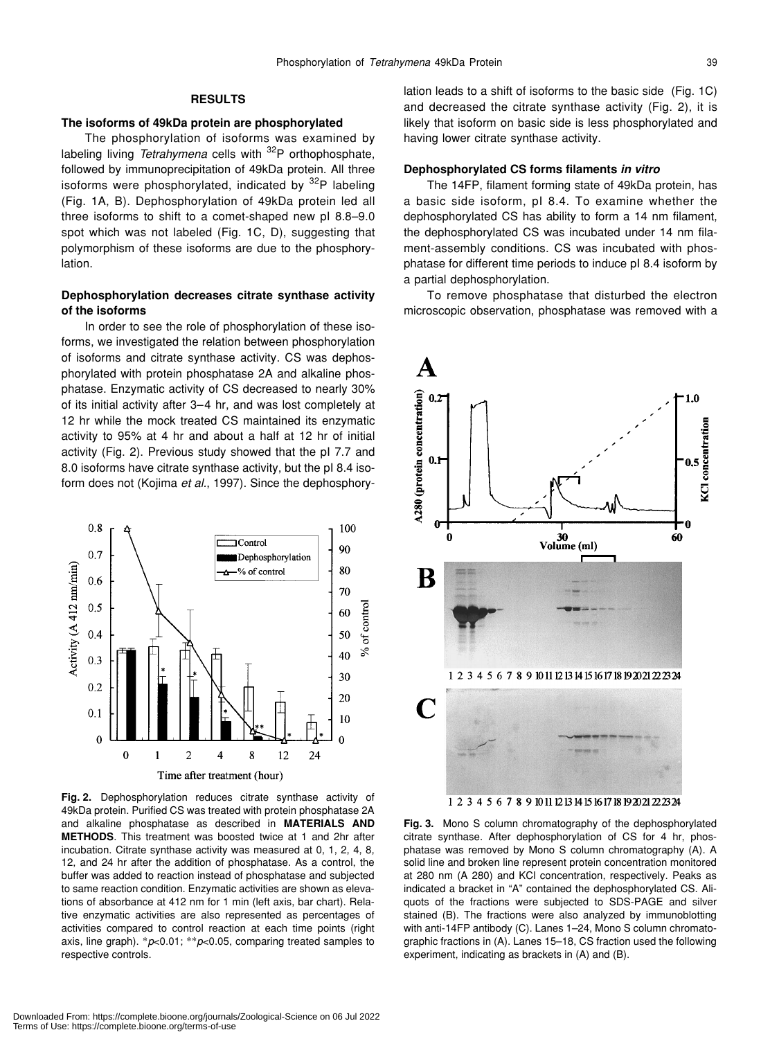## RESULTS

### The isoforms of 49kDa protein are phosphorylated

The phosphorylation of isoforms was examined by labeling living *Tetrahymena* cells with $^{32}P$ orthophosphate, followed by immunoprecipitation of 49kDa protein. All three isoforms were phosphorylated, indicated by $^{32}P$ labeling (Fig. 1A, B). Dephosphorylation of 49kDa protein led all three isoforms to shift to a comet-shaped new pI 8.8–9.0 spot which was not labeled (Fig. 1C, D), suggesting that polymorphism of these isoforms are due to the phosphorylation.

### Dephosphorylation decreases citrate synthase activity of the isoforms

In order to see the role of phosphorylation of these isoforms, we investigated the relation between phosphorylation of isoforms and citrate synthase activity. CS was dephosphorylated with protein phosphatase 2A and alkaline phosphatase. Enzymatic activity of CS decreased to nearly 30% of its initial activity after 3–4 hr, and was lost completely at 12 hr while the mock treated CS maintained its enzymatic activity to 95% at 4 hr and about a half at 12 hr of initial activity (Fig. 2). Previous study showed that the pI 7.7 and 8.0 isoforms have citrate synthase activity, but the pI 8.4 isoform does not (Kojima *et al*., 1997). Since the dephosphorylation leads to a shift of isoforms to the basic side (Fig. 1C) and decreased the citrate synthase activity (Fig. 2), it is likely that isoform on basic side is less phosphorylated and having lower citrate synthase activity.

**Fig. 2.** Dephosphorylation reduces citrate synthase activity of 49kDa protein. Purified CS was treated with protein phosphatase 2A and alkaline phosphatase as described in **MATERIALS AND METHODS**. This treatment was boosted twice at 1 and 2hr after incubation. Citrate synthase activity was measured at 0, 1, 2, 4, 8, 12, and 24 hr after the addition of phosphatase. As a control, the buffer was added to reaction instead of phosphatase and subjected to same reaction condition. Enzymatic activities are shown as elevations of absorbance at 412 nm for 1 min (left axis, bar chart). Relative enzymatic activities are also represented as percentages of activities compared to control reaction at each time points (right axis, line graph). * $p<0.01$; ** $p<0.05$, comparing treated samples to respective controls.

### Dephosphorylated CS forms filaments *in vitro*

The 14FP, filament forming state of 49kDa protein, has a basic side isoform, pI 8.4. To examine whether the dephosphorylated CS has ability to form a 14 nm filament, the dephosphorylated CS was incubated under 14 nm filament-assembly conditions. CS was incubated with phosphatase for different time periods to induce pI 8.4 isoform by a partial dephosphorylation.

To remove phosphatase that disturbed the electron microscopic observation, phosphatase was removed with a

**Fig. 3.** Mono S column chromatography of the dephosphorylated citrate synthase. After dephosphorylation of CS for 4 hr, phosphatase was removed by Mono S column chromatography (A). A solid line and broken line represent protein concentration monitored at 280 nm (A 280) and KCl concentration, respectively. Peaks as indicated a bracket in "A" contained the dephosphorylated CS. Aliquots of the fractions were subjected to SDS-PAGE and silver stained (B). The fractions were also analyzed by immunoblotting with anti-14FP antibody (C). Lanes 1–24, Mono S column chromatographic fractions in (A). Lanes 15–18, CS fraction used the following experiment, indicating as brackets in (A) and (B).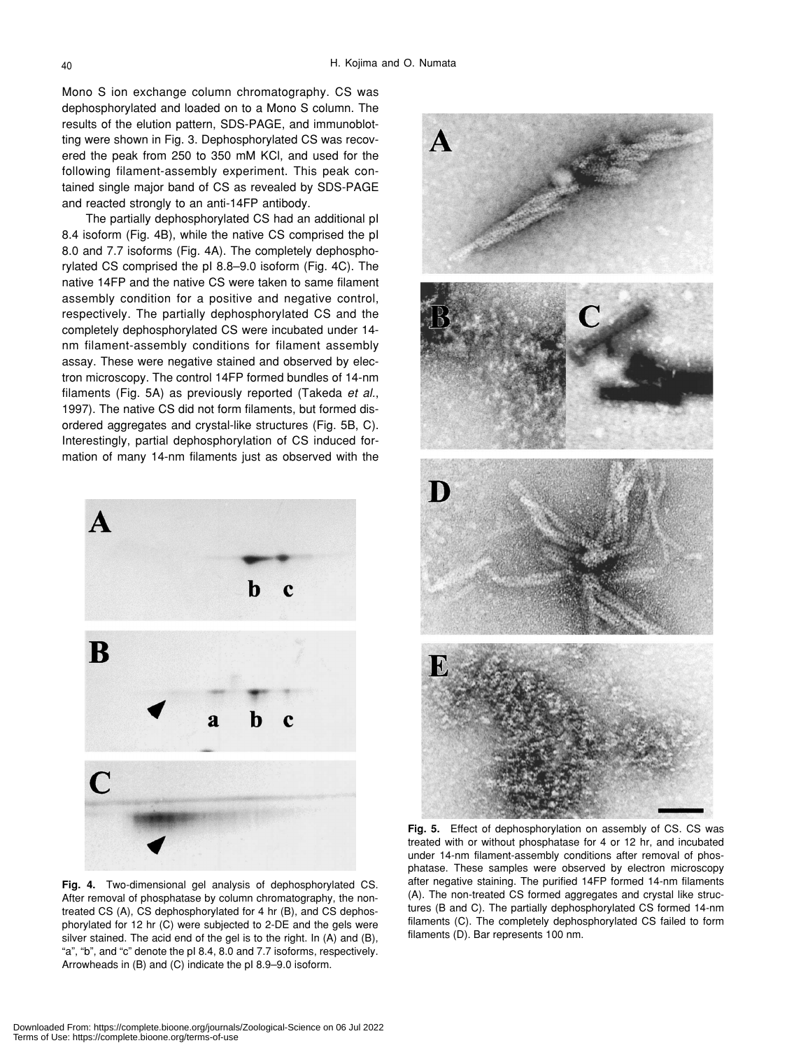Mono S ion exchange column chromatography. CS was dephosphorylated and loaded on to a Mono S column. The results of the elution pattern, SDS-PAGE, and immunoblotting were shown in Fig. 3. Dephosphorylated CS was recovered the peak from 250 to 350 mM KCl, and used for the following filament-assembly experiment. This peak contained single major band of CS as revealed by SDS-PAGE and reacted strongly to an anti-14FP antibody.

The partially dephosphorylated CS had an additional pI 8.4 isoform (Fig. 4B), while the native CS comprised the pI 8.0 and 7.7 isoforms (Fig. 4A). The completely dephosphorylated CS comprised the pI 8.8–9.0 isoform (Fig. 4C). The native 14FP and the native CS were taken to same filament assembly condition for a positive and negative control, respectively. The partially dephosphorylated CS and the completely dephosphorylated CS were incubated under 14-nm filament-assembly conditions for filament assembly assay. These were negative stained and observed by electron microscopy. The control 14FP formed bundles of 14-nm filaments (Fig. 5A) as previously reported (Takeda *et al.*, 1997). The native CS did not form filaments, but formed disordered aggregates and crystal-like structures (Fig. 5B, C). Interestingly, partial dephosphorylation of CS induced formation of many 14-nm filaments just as observed with the

**Fig. 4.** Two-dimensional gel analysis of dephosphorylated CS. After removal of phosphatase by column chromatography, the non-treated CS (A), CS dephosphorylated for 4 hr (B), and CS dephosphorylated for 12 hr (C) were subjected to 2-DE and the gels were silver stained. The acid end of the gel is to the right. In (A) and (B), "a", "b", and "c" denote the pI 8.4, 8.0 and 7.7 isoforms, respectively. Arrowheads in (B) and (C) indicate the pI 8.9–9.0 isoform.

**Fig. 5.** Effect of dephosphorylation on assembly of CS. CS was treated with or without phosphatase for 4 or 12 hr, and incubated under 14-nm filament-assembly conditions after removal of phosphatase. These samples were observed by electron microscopy after negative staining. The purified 14FP formed 14-nm filaments (A). The non-treated CS formed aggregates and crystal like structures (B and C). The partially dephosphorylated CS formed 14-nm filaments (C). The completely dephosphorylated CS failed to form filaments (D). Bar represents 100 nm.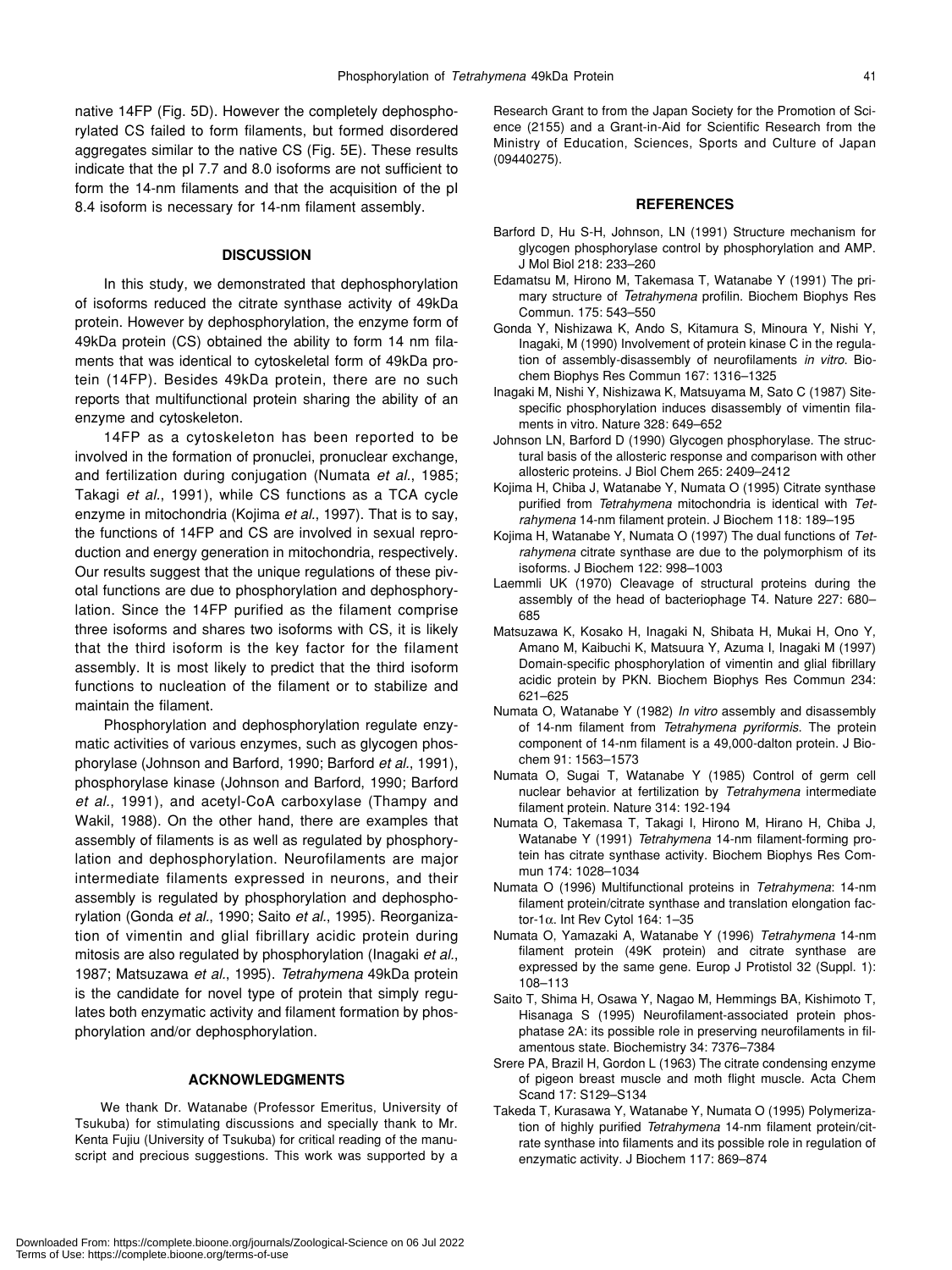native 14FP (Fig. 5D). However the completely dephosphorylated CS failed to form filaments, but formed disordered aggregates similar to the native CS (Fig. 5E). These results indicate that the pI 7.7 and 8.0 isoforms are not sufficient to form the 14-nm filaments and that the acquisition of the pI 8.4 isoform is necessary for 14-nm filament assembly.

## DISCUSSION

In this study, we demonstrated that dephosphorylation of isoforms reduced the citrate synthase activity of 49kDa protein. However by dephosphorylation, the enzyme form of 49kDa protein (CS) obtained the ability to form 14 nm filaments that was identical to cytoskeletal form of 49kDa protein (14FP). Besides 49kDa protein, there are no such reports that multifunctional protein sharing the ability of an enzyme and cytoskeleton.

14FP as a cytoskeleton has been reported to be involved in the formation of pronuclei, pronuclear exchange, and fertilization during conjugation (Numata *et al*., 1985; Takagi *et al*., 1991), while CS functions as a TCA cycle enzyme in mitochondria (Kojima *et al*., 1997). That is to say, the functions of 14FP and CS are involved in sexual reproduction and energy generation in mitochondria, respectively. Our results suggest that the unique regulations of these pivotal functions are due to phosphorylation and dephosphorylation. Since the 14FP purified as the filament comprise three isoforms and shares two isoforms with CS, it is likely that the third isoform is the key factor for the filament assembly. It is most likely to predict that the third isoform functions to nucleation of the filament or to stabilize and maintain the filament.

Phosphorylation and dephosphorylation regulate enzymatic activities of various enzymes, such as glycogen phosphorylase (Johnson and Barford, 1990; Barford *et al*., 1991), phosphorylase kinase (Johnson and Barford, 1990; Barford *et al*., 1991), and acetyl-CoA carboxylase (Thampy and Wakil, 1988). On the other hand, there are examples that assembly of filaments is as well as regulated by phosphorylation and dephosphorylation. Neurofilaments are major intermediate filaments expressed in neurons, and their assembly is regulated by phosphorylation and dephosphorylation (Gonda *et al*., 1990; Saito *et al*., 1995). Reorganization of vimentin and glial fibrillary acidic protein during mitosis are also regulated by phosphorylation (Inagaki *et al*., 1987; Matsuzawa *et al*., 1995). *Tetrahymena* 49kDa protein is the candidate for novel type of protein that simply regulates both enzymatic activity and filament formation by phosphorylation and/or dephosphorylation.

## ACKNOWLEDGMENTS

We thank Dr. Watanabe (Professor Emeritus, University of Tsukuba) for stimulating discussions and specially thank to Mr. Kenta Fujiu (University of Tsukuba) for critical reading of the manuscript and precious suggestions. This work was supported by a Research Grant to from the Japan Society for the Promotion of Science (2155) and a Grant-in-Aid for Scientific Research from the Ministry of Education, Sciences, Sports and Culture of Japan (09440275).

## REFERENCES

Barford D, Hu S-H, Johnson, LN (1991) Structure mechanism for glycogen phosphorylase control by phosphorylation and AMP. J Mol Biol 218: 233–260

Edamatsu M, Hirono M, Takemasa T, Watanabe Y (1991) The primary structure of *Tetrahymena* profilin. Biochem Biophys Res Commun. 175: 543–550

Gonda Y, Nishizawa K, Ando S, Kitamura S, Minoura Y, Nishi Y, Inagaki, M (1990) Involvement of protein kinase C in the regulation of assembly-disassembly of neurofilaments *in vitro*. Biochem Biophys Res Commun 167: 1316–1325

Inagaki M, Nishi Y, Nishizawa K, Matsuyama M, Sato C (1987) Site-specific phosphorylation induces disassembly of vimentin filaments in vitro. Nature 328: 649–652

Johnson LN, Barford D (1990) Glycogen phosphorylase. The structural basis of the allosteric response and comparison with other allosteric proteins. J Biol Chem 265: 2409–2412

Kojima H, Chiba J, Watanabe Y, Numata O (1995) Citrate synthase purified from *Tetrahymena* mitochondria is identical with *Tetrahymena* 14-nm filament protein. J Biochem 118: 189–195

Kojima H, Watanabe Y, Numata O (1997) The dual functions of *Tetrahymena* citrate synthase are due to the polymorphism of its isoforms. J Biochem 122: 998–1003

Laemmli UK (1970) Cleavage of structural proteins during the assembly of the head of bacteriophage T4. Nature 227: 680–685

Matsuzawa K, Kosako H, Inagaki N, Shibata H, Mukai H, Ono Y, Amano M, Kaibuchi K, Matsuura Y, Azuma I, Inagaki M (1997) Domain-specific phosphorylation of vimentin and glial fibrillary acidic protein by PKN. Biochem Biophys Res Commun 234: 621–625

Numata O, Watanabe Y (1982) *In vitro* assembly and disassembly of 14-nm filament from *Tetrahymena pyriformis*. The protein component of 14-nm filament is a 49,000-dalton protein. J Biochem 91: 1563–1573

Numata O, Sugai T, Watanabe Y (1985) Control of germ cell nuclear behavior at fertilization by *Tetrahymena* intermediate filament protein. Nature 314: 192-194

Numata O, Takemasa T, Takagi I, Hirono M, Hirano H, Chiba J, Watanabe Y (1991) *Tetrahymena* 14-nm filament-forming protein has citrate synthase activity. Biochem Biophys Res Commun 174: 1028–1034

Numata O (1996) Multifunctional proteins in *Tetrahymena*: 14-nm filament protein/citrate synthase and translation elongation factor-1α. Int Rev Cytol 164: 1–35

Numata O, Yamazaki A, Watanabe Y (1996) *Tetrahymena* 14-nm filament protein (49K protein) and citrate synthase are expressed by the same gene. Europ J Protistol 32 (Suppl. 1): 108–113

Saito T, Shima H, Osawa Y, Nagao M, Hemmings BA, Kishimoto T, Hisanaga S (1995) Neurofilament-associated protein phosphatase 2A: its possible role in preserving neurofilaments in filamentous state. Biochemistry 34: 7376–7384

Srere PA, Brazil H, Gordon L (1963) The citrate condensing enzyme of pigeon breast muscle and moth flight muscle. Acta Chem Scand 17: S129–S134

Takeda T, Kurasawa Y, Watanabe Y, Numata O (1995) Polymerization of highly purified *Tetrahymena* 14-nm filament protein/citrate synthase into filaments and its possible role in regulation of enzymatic activity. J Biochem 117: 869–874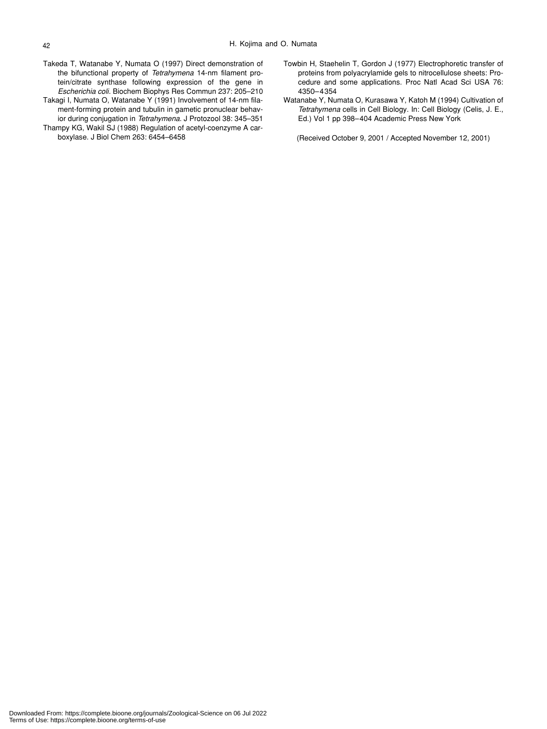Takeda T, Watanabe Y, Numata O (1997) Direct demonstration of the bifunctional property of *Tetrahymena* 14-nm filament protein/citrate synthase following expression of the gene in *Escherichia coli*. Biochem Biophys Res Commun 237: 205–210

Takagi I, Numata O, Watanabe Y (1991) Involvement of 14-nm filament-forming protein and tubulin in gametic pronuclear behavior during conjugation in *Tetrahymena*. J Protozool 38: 345–351

Thampy KG, Wakil SJ (1988) Regulation of acetyl-coenzyme A carboxylase. J Biol Chem 263: 6454–6458

Towbin H, Staehelin T, Gordon J (1977) Electrophoretic transfer of proteins from polyacrylamide gels to nitrocellulose sheets: Procedure and some applications. Proc Natl Acad Sci USA 76: 4350–4354

Watanabe Y, Numata O, Kurasawa Y, Katoh M (1994) Cultivation of *Tetrahymena* cells in Cell Biology. In: Cell Biology (Celis, J. E., Ed.) Vol 1 pp 398–404 Academic Press New York

(Received October 9, 2001 / Accepted November 12, 2001)